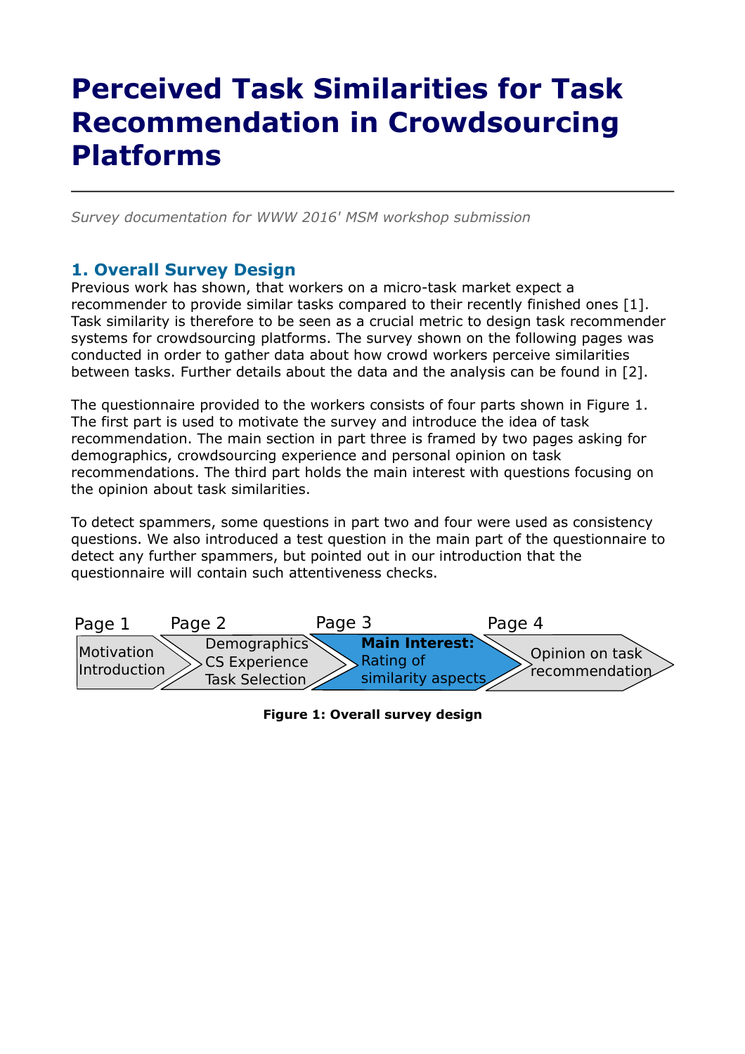# Perceived Task Similarities for Task Recommendation in Crowdsourcing Platforms

*Survey documentation for WWW 2016' MSM workshop submission*

## 1. Overall Survey Design

Previous work has shown, that workers on a micro-task market expect a recommender to provide similar tasks compared to their recently finished ones [1]. Task similarity is therefore to be seen as a crucial metric to design task recommender systems for crowdsourcing platforms. The survey shown on the following pages was conducted in order to gather data about how crowd workers perceive similarities between tasks. Further details about the data and the analysis can be found in [2].

The questionnaire provided to the workers consists of four parts shown in Figure 1. The first part is used to motivate the survey and introduce the idea of task recommendation. The main section in part three is framed by two pages asking for demographics, crowdsourcing experience and personal opinion on task recommendations. The third part holds the main interest with questions focusing on the opinion about task similarities.

To detect spammers, some questions in part two and four were used as consistency questions. We also introduced a test question in the main part of the questionnaire to detect any further spammers, but pointed out in our introduction that the questionnaire will contain such attentiveness checks.

| Page 1 | Page 2 | Page 3 | Page 4 |
|---|---|---|---|
| Motivation Introduction | Demographics CS Experience Task Selection | **Main Interest:** Rating of similarity aspects | Opinion on task recommendation |

**Figure 1: Overall survey design**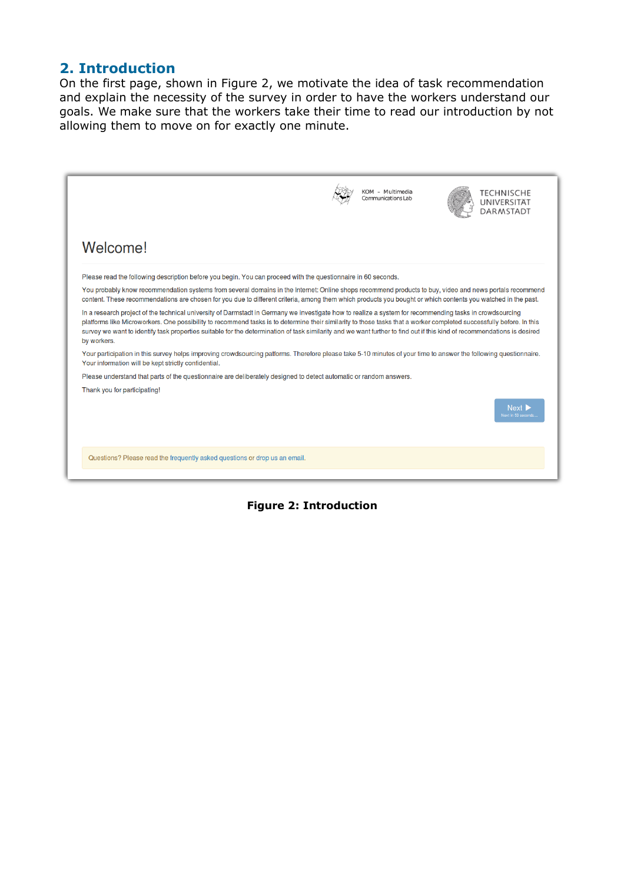## 2. Introduction

On the first page, shown in Figure 2, we motivate the idea of task recommendation and explain the necessity of the survey in order to have the workers understand our goals. We make sure that the workers take their time to read our introduction by not allowing them to move on for exactly one minute.

KOM - Multimedia Communications Lab

TECHNISCHE UNIVERSITÄT DARMSTADT

# Welcome!

Please read the following description before you begin. You can proceed with the questionnaire in 60 seconds.

You probably know recommendation systems from several domains in the Internet: Online shops recommend products to buy, video and news portals recommend content. These recommendations are chosen for you due to different criteria, among them which products you bought or which contents you watched in the past.

In a research project of the technical university of Darmstadt in Germany we investigate how to realize a system for recommending tasks in crowdsourcing platforms like Microworkers. One possibility to recommend tasks is to determine their similarity to those tasks that a worker completed successfully before. In this survey we want to identify task properties suitable for the determination of task similarity and we want further to find out if this kind of recommendations is desired by workers.

Your participation in this survey helps improving crowdsourcing patforms. Therefore please take 5-10 minutes of your time to answer the following questionnaire. Your information will be kept strictly confidential.

Please understand that parts of the questionnaire are deliberately designed to detect automatic or random answers.

Thank you for participating!

Next ▶
Next in 53 seconds...

Questions? Please read the frequently asked questions or drop us an email.

**Figure 2: Introduction**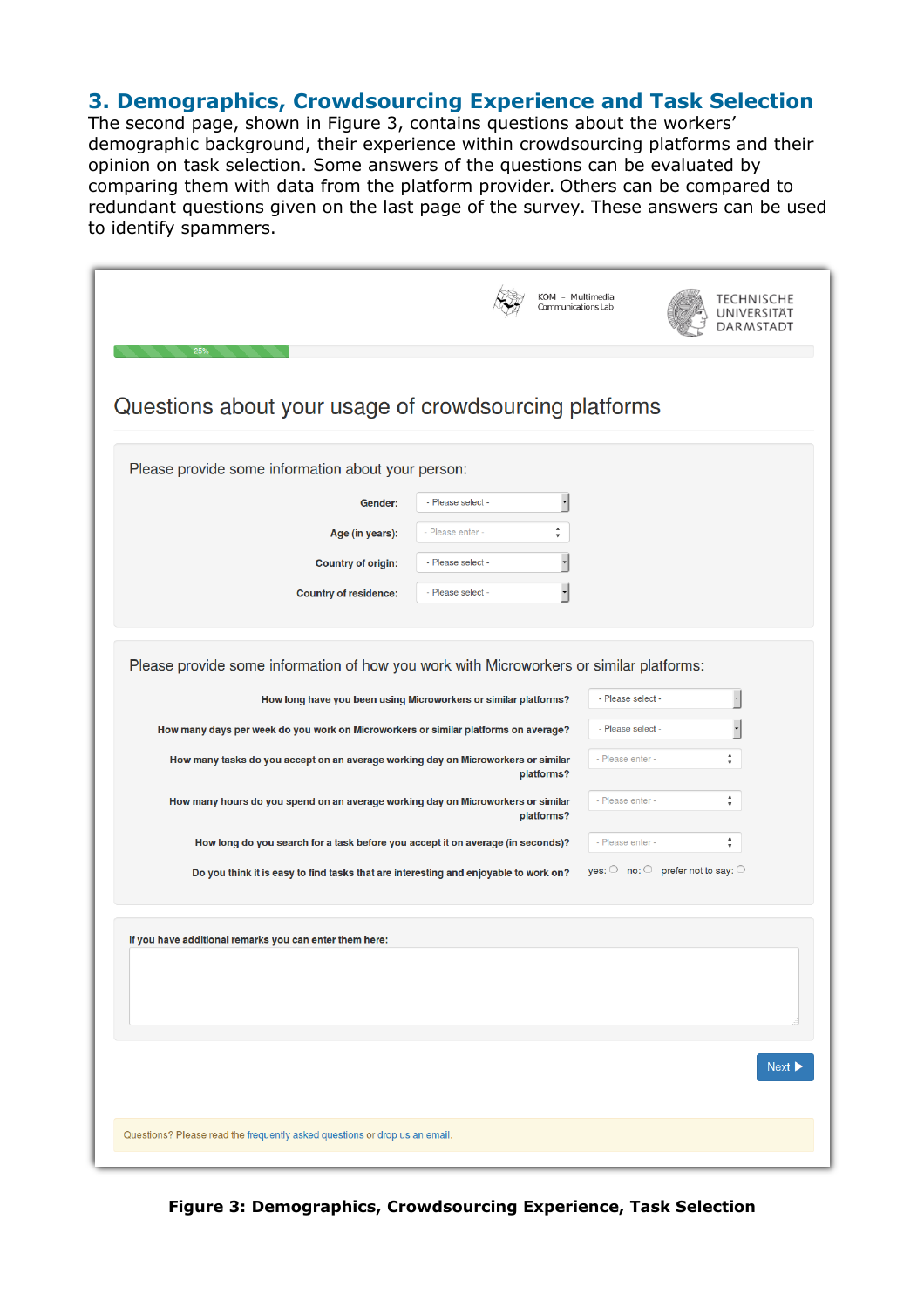## 3. Demographics, Crowdsourcing Experience and Task Selection

The second page, shown in Figure 3, contains questions about the workers' demographic background, their experience within crowdsourcing platforms and their opinion on task selection. Some answers of the questions can be evaluated by comparing them with data from the platform provider. Others can be compared to redundant questions given on the last page of the survey. These answers can be used to identify spammers.

KOM – Multimedia Communications Lab

TECHNISCHE UNIVERSITÄT DARMSTADT

25%

### Questions about your usage of crowdsourcing platforms

Please provide some information about your person:

**Gender:** - Please select -

**Age (in years):** - Please enter -

**Country of origin:** - Please select -

**Country of residence:** - Please select -

Please provide some information of how you work with Microworkers or similar platforms:

**How long have you been using Microworkers or similar platforms?** - Please select -

**How many days per week do you work on Microworkers or similar platforms on average?** - Please select -

**How many tasks do you accept on an average working day on Microworkers or similar platforms?** - Please enter -

**How many hours do you spend on an average working day on Microworkers or similar platforms?** - Please enter -

**How long do you search for a task before you accept it on average (in seconds)?** - Please enter -

**Do you think it is easy to find tasks that are interesting and enjoyable to work on?** yes: ○ no: ○ prefer not to say: ○

**If you have additional remarks you can enter them here:**

Next ▶

Questions? Please read the frequently asked questions or drop us an email.

**Figure 3: Demographics, Crowdsourcing Experience, Task Selection**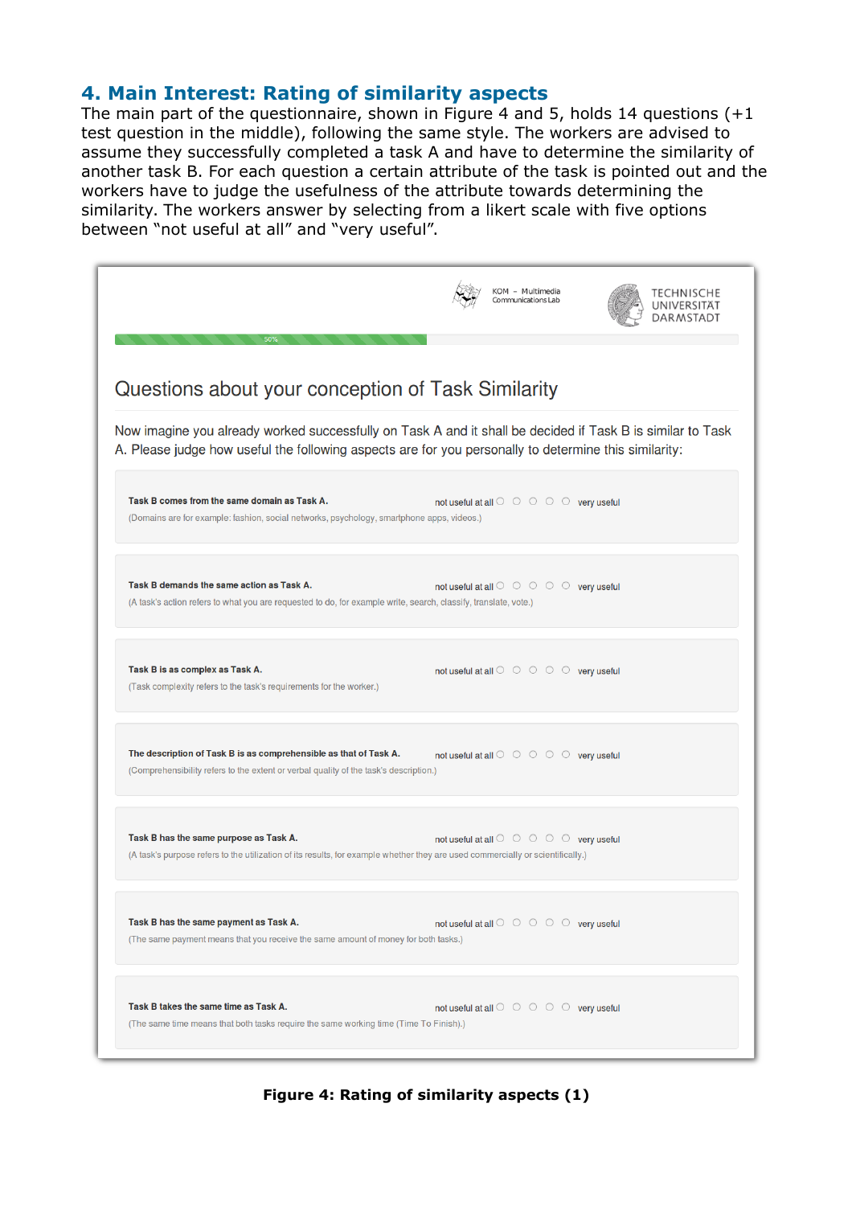## 4. Main Interest: Rating of similarity aspects

The main part of the questionnaire, shown in Figure 4 and 5, holds 14 questions (+1 test question in the middle), following the same style. The workers are advised to assume they successfully completed a task A and have to determine the similarity of another task B. For each question a certain attribute of the task is pointed out and the workers have to judge the usefulness of the attribute towards determining the similarity. The workers answer by selecting from a likert scale with five options between "not useful at all" and "very useful".

KOM – Multimedia Communications Lab

TECHNISCHE UNIVERSITÄT DARMSTADT

50%

### Questions about your conception of Task Similarity

Now imagine you already worked successfully on Task A and it shall be decided if Task B is similar to Task A. Please judge how useful the following aspects are for you personally to determine this similarity:

**Task B comes from the same domain as Task A.** not useful at all ○ ○ ○ ○ ○ very useful
(Domains are for example: fashion, social networks, psychology, smartphone apps, videos.)

**Task B demands the same action as Task A.** not useful at all ○ ○ ○ ○ ○ very useful
(A task's action refers to what you are requested to do, for example write, search, classify, translate, vote.)

**Task B is as complex as Task A.** not useful at all ○ ○ ○ ○ ○ very useful
(Task complexity refers to the task's requirements for the worker.)

**The description of Task B is as comprehensible as that of Task A.** not useful at all ○ ○ ○ ○ ○ very useful
(Comprehensibility refers to the extent or verbal quality of the task's description.)

**Task B has the same purpose as Task A.** not useful at all ○ ○ ○ ○ ○ very useful
(A task's purpose refers to the utilization of its results, for example whether they are used commercially or scientifically.)

**Task B has the same payment as Task A.** not useful at all ○ ○ ○ ○ ○ very useful
(The same payment means that you receive the same amount of money for both tasks.)

**Task B takes the same time as Task A.** not useful at all ○ ○ ○ ○ ○ very useful
(The same time means that both tasks require the same working time (Time To Finish).)

**Figure 4: Rating of similarity aspects (1)**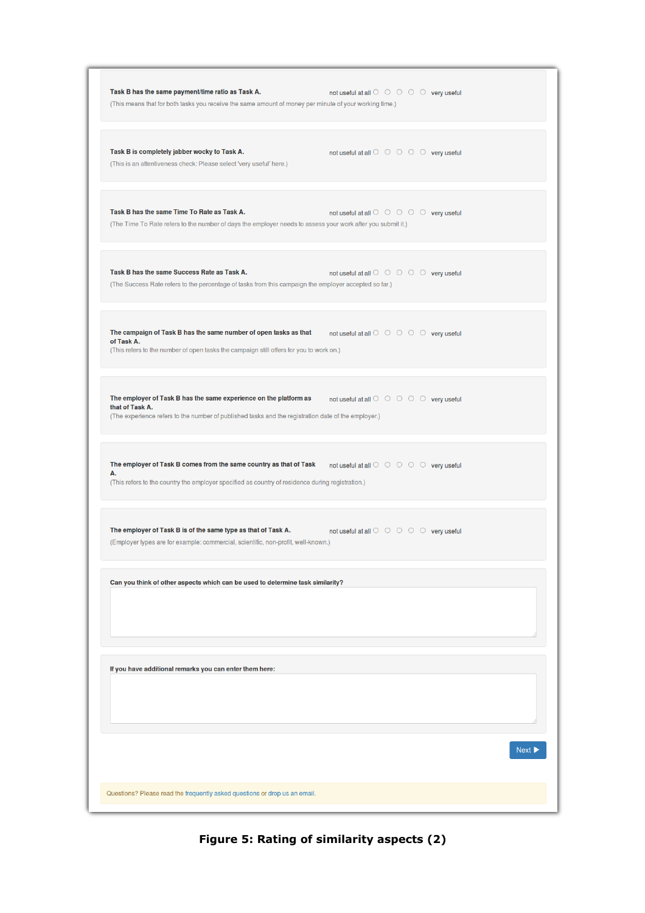**Task B has the same payment/time ratio as Task A.** not useful at all ○ ○ ○ ○ ○ very useful
(This means that for both tasks you receive the same amount of money per minute of your working time.)

**Task B is completely jabber wocky to Task A.** not useful at all ○ ○ ○ ○ ○ very useful
(This is an attentiveness check: Please select 'very useful' here.)

**Task B has the same Time To Rate as Task A.** not useful at all ○ ○ ○ ○ ○ very useful
(The Time To Rate refers to the number of days the employer needs to assess your work after you submit it.)

**Task B has the same Success Rate as Task A.** not useful at all ○ ○ ○ ○ ○ very useful
(The Success Rate refers to the percentage of tasks from this campaign the employer accepted so far.)

**The campaign of Task B has the same number of open tasks as that of Task A.** not useful at all ○ ○ ○ ○ ○ very useful
(This refers to the number of open tasks the campaign still offers for you to work on.)

**The employer of Task B has the same experience on the platform as that of Task A.** not useful at all ○ ○ ○ ○ ○ very useful
(The experience refers to the number of published tasks and the registration date of the employer.)

**The employer of Task B comes from the same country as that of Task A.** not useful at all ○ ○ ○ ○ ○ very useful
(This refers to the country the employer specified as country of residence during registration.)

**The employer of Task B is of the same type as that of Task A.** not useful at all ○ ○ ○ ○ ○ very useful
(Employer types are for example: commercial, scientific, non-profit, well-known.)

**Can you think of other aspects which can be used to determine task similarity?**

**If you have additional remarks you can enter them here:**

Next ▶

Questions? Please read the frequently asked questions or drop us an email.

**Figure 5: Rating of similarity aspects (2)**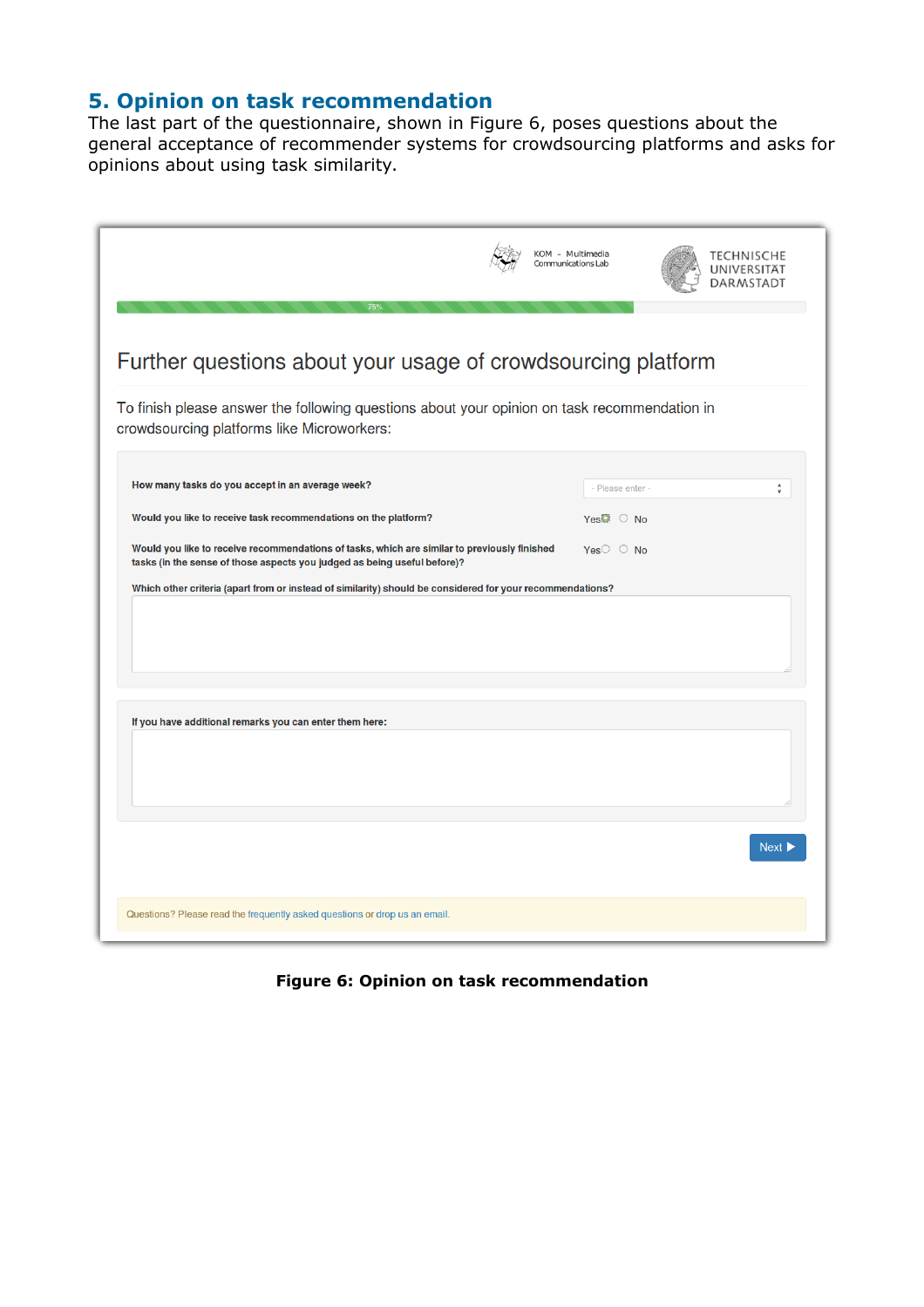## 5. Opinion on task recommendation

The last part of the questionnaire, shown in Figure 6, poses questions about the general acceptance of recommender systems for crowdsourcing platforms and asks for opinions about using task similarity.

KOM – Multimedia Communications Lab

TECHNISCHE UNIVERSITÄT DARMSTADT

75%

# Further questions about your usage of crowdsourcing platform

To finish please answer the following questions about your opinion on task recommendation in crowdsourcing platforms like Microworkers:

**How many tasks do you accept in an average week?** - Please enter -

**Would you like to receive task recommendations on the platform?** Yes No

**Would you like to receive recommendations of tasks, which are similar to previously finished tasks (in the sense of those aspects you judged as being useful before)?** Yes No

**Which other criteria (apart from or instead of similarity) should be considered for your recommendations?**

**If you have additional remarks you can enter them here:**

Next ▶

Questions? Please read the frequently asked questions or drop us an email.

**Figure 6: Opinion on task recommendation**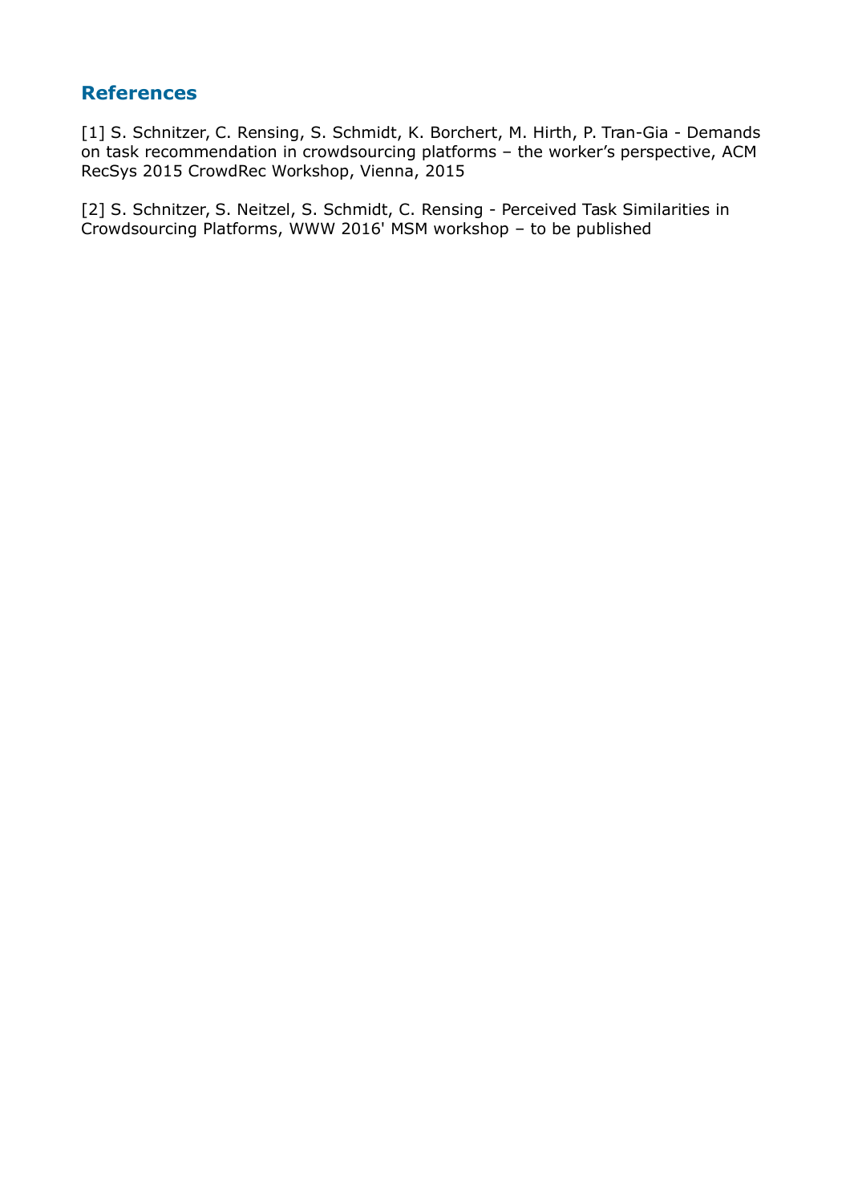## References

[1] S. Schnitzer, C. Rensing, S. Schmidt, K. Borchert, M. Hirth, P. Tran-Gia - Demands on task recommendation in crowdsourcing platforms – the worker's perspective, ACM RecSys 2015 CrowdRec Workshop, Vienna, 2015

[2] S. Schnitzer, S. Neitzel, S. Schmidt, C. Rensing - Perceived Task Similarities in Crowdsourcing Platforms, WWW 2016' MSM workshop – to be published